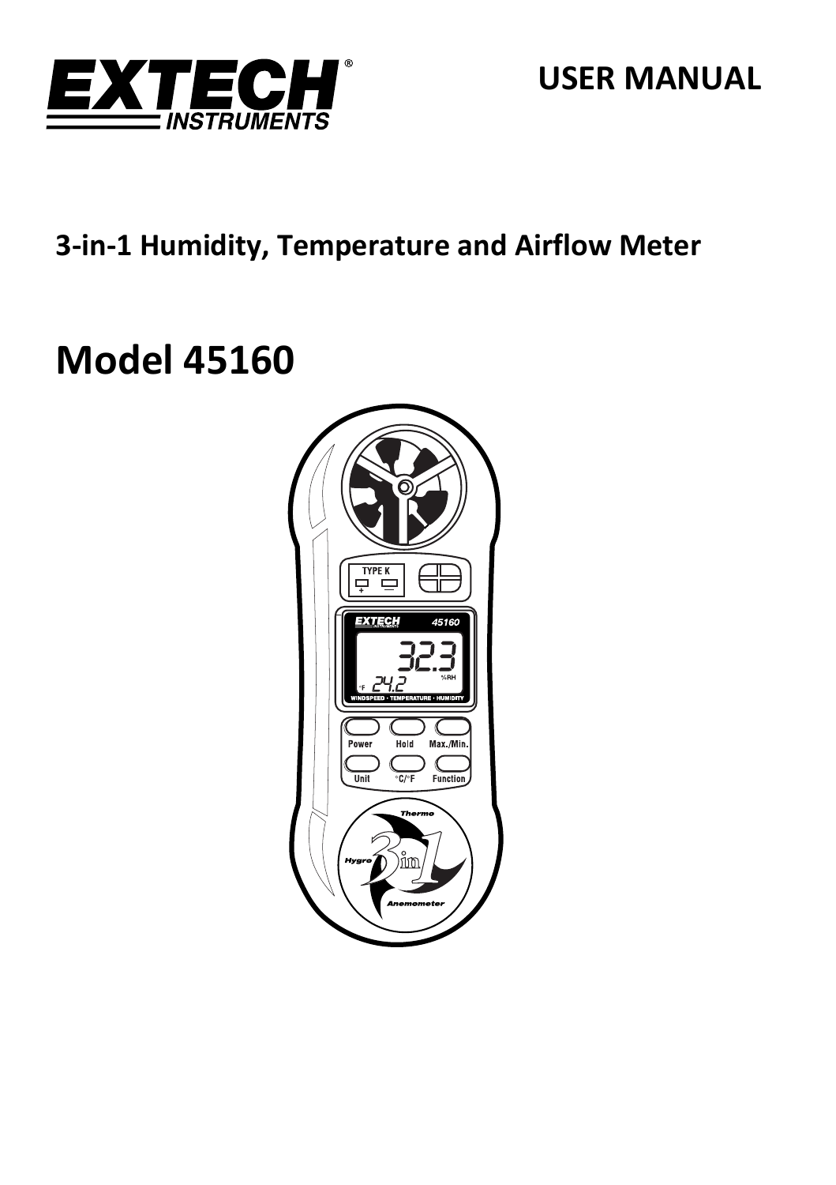# USER MANUAL

## 3-in-1 Humidity, Temperature and Airflow Meter

# Model 45160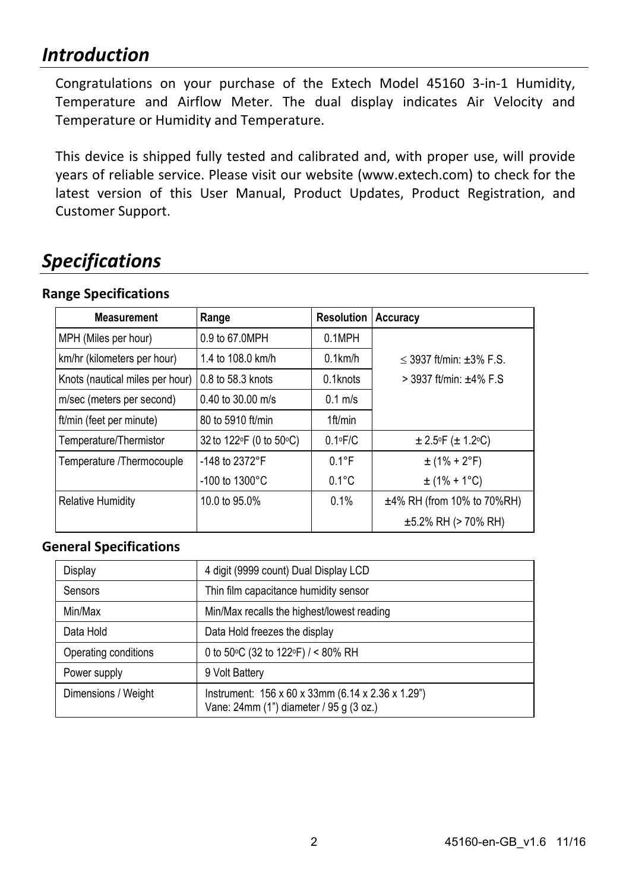## *Introduction*

Congratulations on your purchase of the Extech Model 45160 3-in-1 Humidity, Temperature and Airflow Meter. The dual display indicates Air Velocity and Temperature or Humidity and Temperature.

This device is shipped fully tested and calibrated and, with proper use, will provide years of reliable service. Please visit our website (www.extech.com) to check for the latest version of this User Manual, Product Updates, Product Registration, and Customer Support.

## *Specifications*

### Range Specifications

| Measurement | Range | Resolution | Accuracy |
|---|---|---|---|
| MPH (Miles per hour) | 0.9 to 67.0MPH | 0.1MPH | ≤ 3937 ft/min: ±3% F.S.<br>> 3937 ft/min: ±4% F.S |
| km/hr (kilometers per hour) | 1.4 to 108.0 km/h | 0.1km/h | |
| Knots (nautical miles per hour) | 0.8 to 58.3 knots | 0.1knots | |
| m/sec (meters per second) | 0.40 to 30.00 m/s | 0.1 m/s | |
| ft/min (feet per minute) | 80 to 5910 ft/min | 1ft/min | |
| Temperature/Thermistor | 32 to 122°F (0 to 50°C) | 0.1°F/C | ± 2.5°F (± 1.2°C) |
| Temperature /Thermocouple | -148 to 2372°F | 0.1°F | ± (1% + 2°F) |
| | -100 to 1300°C | 0.1°C | ± (1% + 1°C) |
| Relative Humidity | 10.0 to 95.0% | 0.1% | ±4% RH (from 10% to 70%RH) |
| | | | ±5.2% RH (> 70% RH) |

### General Specifications

| | |
|---|---|
| Display | 4 digit (9999 count) Dual Display LCD |
| Sensors | Thin film capacitance humidity sensor |
| Min/Max | Min/Max recalls the highest/lowest reading |
| Data Hold | Data Hold freezes the display |
| Operating conditions | 0 to 50°C (32 to 122°F) / < 80% RH |
| Power supply | 9 Volt Battery |
| Dimensions / Weight | Instrument: 156 x 60 x 33mm (6.14 x 2.36 x 1.29")<br>Vane: 24mm (1") diameter / 95 g (3 oz.) |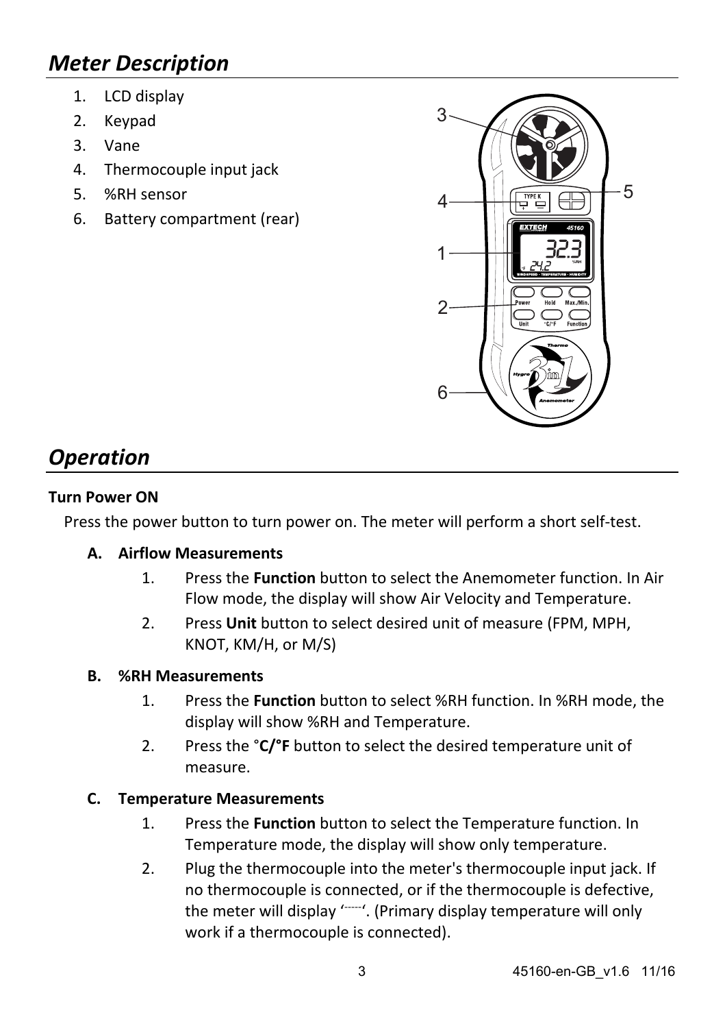## *Meter Description*

1. LCD display
2. Keypad
3. Vane
4. Thermocouple input jack
5. %RH sensor
6. Battery compartment (rear)

## *Operation*

**Turn Power ON**

Press the power button to turn power on. The meter will perform a short self-test.

**A. Airflow Measurements**

1. Press the **Function** button to select the Anemometer function. In Air Flow mode, the display will show Air Velocity and Temperature.
2. Press **Unit** button to select desired unit of measure (FPM, MPH, KNOT, KM/H, or M/S)

**B. %RH Measurements**

1. Press the **Function** button to select %RH function. In %RH mode, the display will show %RH and Temperature.
2. Press the °**C/°F** button to select the desired temperature unit of measure.

**C. Temperature Measurements**

1. Press the **Function** button to select the Temperature function. In Temperature mode, the display will show only temperature.
2. Plug the thermocouple into the meter's thermocouple input jack. If no thermocouple is connected, or if the thermocouple is defective, the meter will display '-----'. (Primary display temperature will only work if a thermocouple is connected).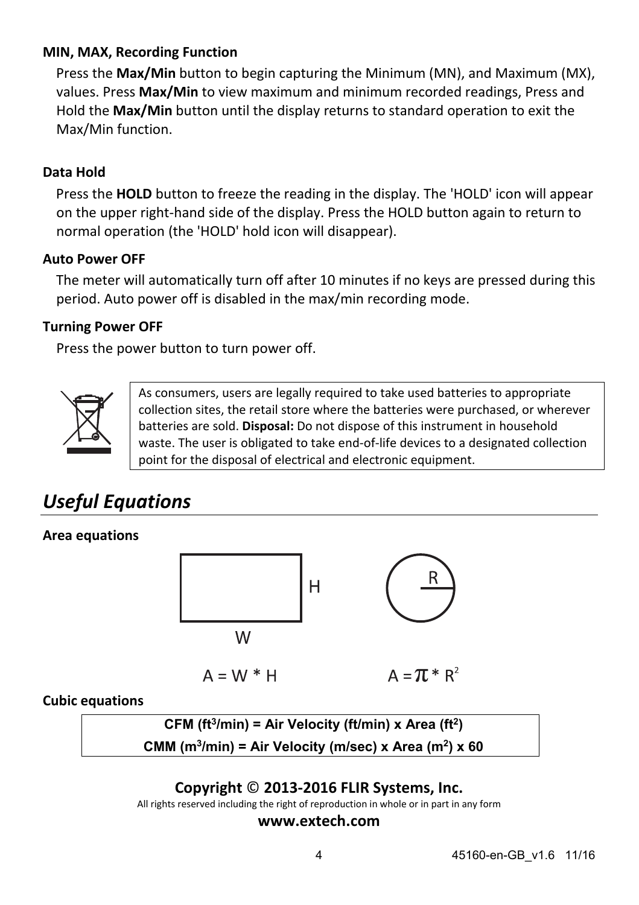**MIN, MAX, Recording Function**

Press the **Max/Min** button to begin capturing the Minimum (MN), and Maximum (MX), values. Press **Max/Min** to view maximum and minimum recorded readings, Press and Hold the **Max/Min** button until the display returns to standard operation to exit the Max/Min function.

**Data Hold**

Press the **HOLD** button to freeze the reading in the display. The 'HOLD' icon will appear on the upper right-hand side of the display. Press the HOLD button again to return to normal operation (the 'HOLD' hold icon will disappear).

**Auto Power OFF**

The meter will automatically turn off after 10 minutes if no keys are pressed during this period. Auto power off is disabled in the max/min recording mode.

**Turning Power OFF**

Press the power button to turn power off.

As consumers, users are legally required to take used batteries to appropriate collection sites, the retail store where the batteries were purchased, or wherever batteries are sold. **Disposal:** Do not dispose of this instrument in household waste. The user is obligated to take end-of-life devices to a designated collection point for the disposal of electrical and electronic equipment.

## *Useful Equations*

**Area equations**

H

W

R

$A = W * H$

$A = \pi * R^2$

**Cubic equations**

**CFM ($ft^3$/min) = Air Velocity (ft/min) x Area ($ft^2$)**

**CMM ($m^3$/min) = Air Velocity (m/sec) x Area ($m^2$) x 60**

**Copyright © 2013-2016 FLIR Systems, Inc.**

All rights reserved including the right of reproduction in whole or in part in any form

**www.extech.com**

45160-en-GB_v1.6 11/16